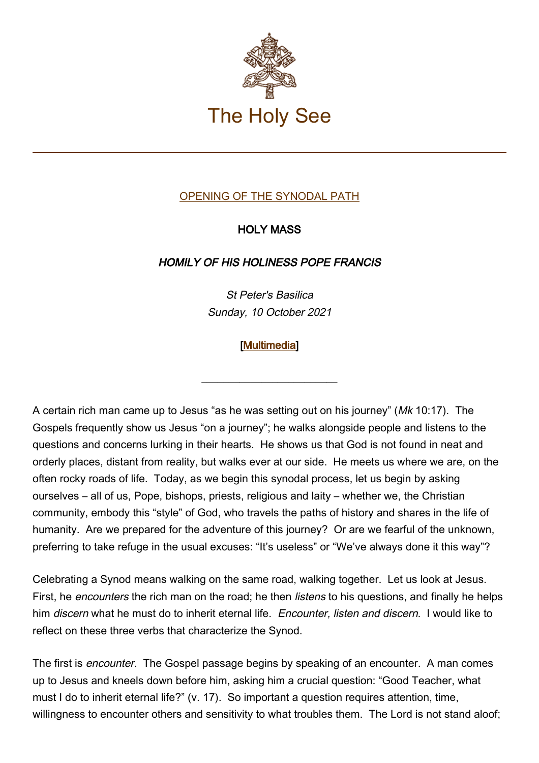# The Holy See

OPENING OF THE SYNODAL PATH

**HOLY MASS**

***HOMILY OF HIS HOLINESS POPE FRANCIS***

*St Peter's Basilica*
*Sunday, 10 October 2021*

**[Multimedia]**

---

A certain rich man came up to Jesus "as he was setting out on his journey" (*Mk* 10:17). The Gospels frequently show us Jesus "on a journey"; he walks alongside people and listens to the questions and concerns lurking in their hearts. He shows us that God is not found in neat and orderly places, distant from reality, but walks ever at our side. He meets us where we are, on the often rocky roads of life. Today, as we begin this synodal process, let us begin by asking ourselves – all of us, Pope, bishops, priests, religious and laity – whether we, the Christian community, embody this "style" of God, who travels the paths of history and shares in the life of humanity. Are we prepared for the adventure of this journey? Or are we fearful of the unknown, preferring to take refuge in the usual excuses: "It's useless" or "We've always done it this way"?

Celebrating a Synod means walking on the same road, walking together. Let us look at Jesus. First, he *encounters* the rich man on the road; he then *listens* to his questions, and finally he helps him *discern* what he must do to inherit eternal life. *Encounter, listen and discern*. I would like to reflect on these three verbs that characterize the Synod.

The first is *encounter*. The Gospel passage begins by speaking of an encounter. A man comes up to Jesus and kneels down before him, asking him a crucial question: "Good Teacher, what must I do to inherit eternal life?" (v. 17). So important a question requires attention, time, willingness to encounter others and sensitivity to what troubles them. The Lord is not stand aloof;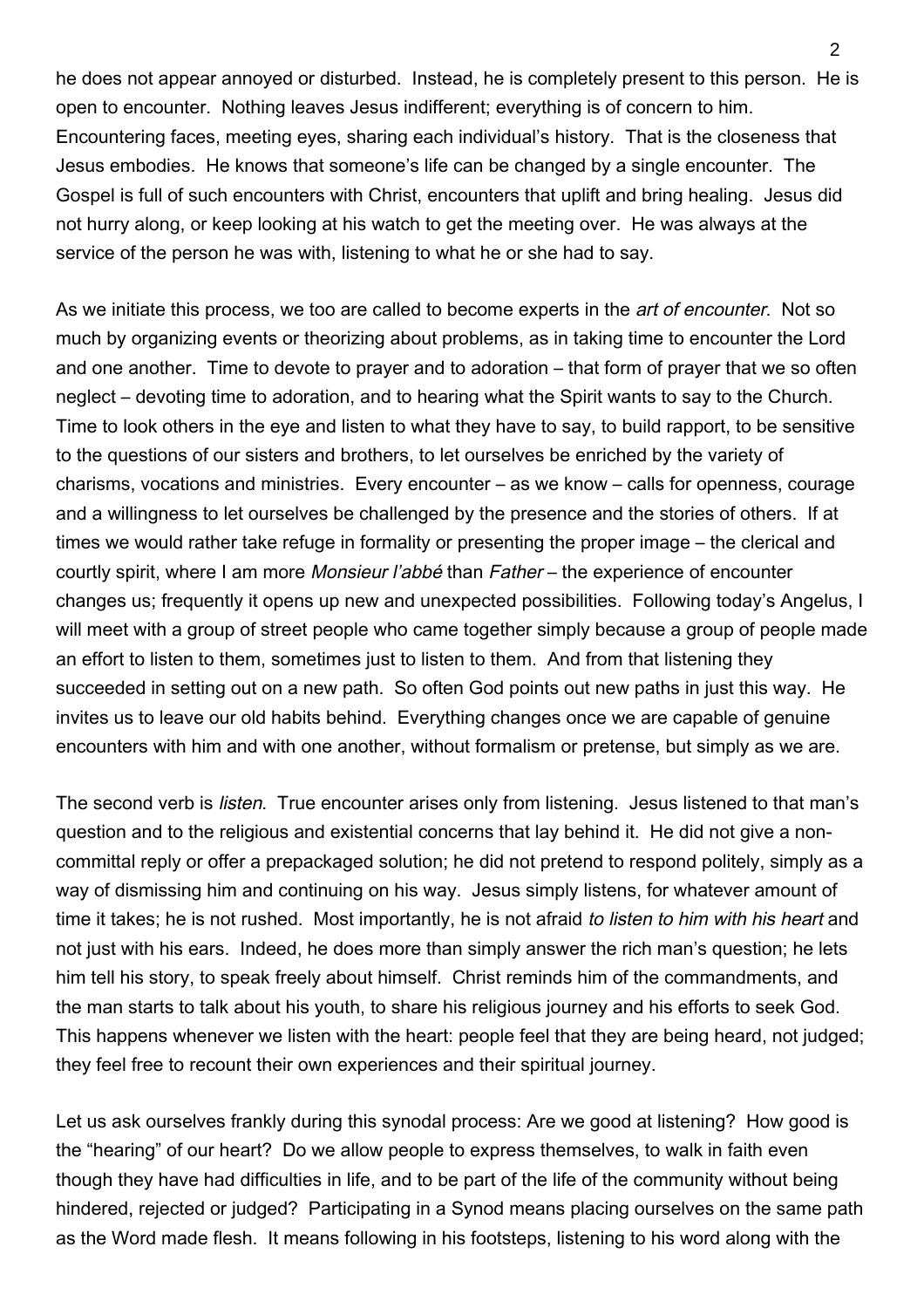he does not appear annoyed or disturbed. Instead, he is completely present to this person. He is open to encounter. Nothing leaves Jesus indifferent; everything is of concern to him. Encountering faces, meeting eyes, sharing each individual's history. That is the closeness that Jesus embodies. He knows that someone's life can be changed by a single encounter. The Gospel is full of such encounters with Christ, encounters that uplift and bring healing. Jesus did not hurry along, or keep looking at his watch to get the meeting over. He was always at the service of the person he was with, listening to what he or she had to say.

As we initiate this process, we too are called to become experts in the *art of encounter*. Not so much by organizing events or theorizing about problems, as in taking time to encounter the Lord and one another. Time to devote to prayer and to adoration – that form of prayer that we so often neglect – devoting time to adoration, and to hearing what the Spirit wants to say to the Church. Time to look others in the eye and listen to what they have to say, to build rapport, to be sensitive to the questions of our sisters and brothers, to let ourselves be enriched by the variety of charisms, vocations and ministries. Every encounter – as we know – calls for openness, courage and a willingness to let ourselves be challenged by the presence and the stories of others. If at times we would rather take refuge in formality or presenting the proper image – the clerical and courtly spirit, where I am more *Monsieur l'abbé* than *Father* – the experience of encounter changes us; frequently it opens up new and unexpected possibilities. Following today's Angelus, I will meet with a group of street people who came together simply because a group of people made an effort to listen to them, sometimes just to listen to them. And from that listening they succeeded in setting out on a new path. So often God points out new paths in just this way. He invites us to leave our old habits behind. Everything changes once we are capable of genuine encounters with him and with one another, without formalism or pretense, but simply as we are.

The second verb is *listen*. True encounter arises only from listening. Jesus listened to that man's question and to the religious and existential concerns that lay behind it. He did not give a non-committal reply or offer a prepackaged solution; he did not pretend to respond politely, simply as a way of dismissing him and continuing on his way. Jesus simply listens, for whatever amount of time it takes; he is not rushed. Most importantly, he is not afraid *to listen to him with his heart* and not just with his ears. Indeed, he does more than simply answer the rich man's question; he lets him tell his story, to speak freely about himself. Christ reminds him of the commandments, and the man starts to talk about his youth, to share his religious journey and his efforts to seek God. This happens whenever we listen with the heart: people feel that they are being heard, not judged; they feel free to recount their own experiences and their spiritual journey.

Let us ask ourselves frankly during this synodal process: Are we good at listening? How good is the "hearing" of our heart? Do we allow people to express themselves, to walk in faith even though they have had difficulties in life, and to be part of the life of the community without being hindered, rejected or judged? Participating in a Synod means placing ourselves on the same path as the Word made flesh. It means following in his footsteps, listening to his word along with the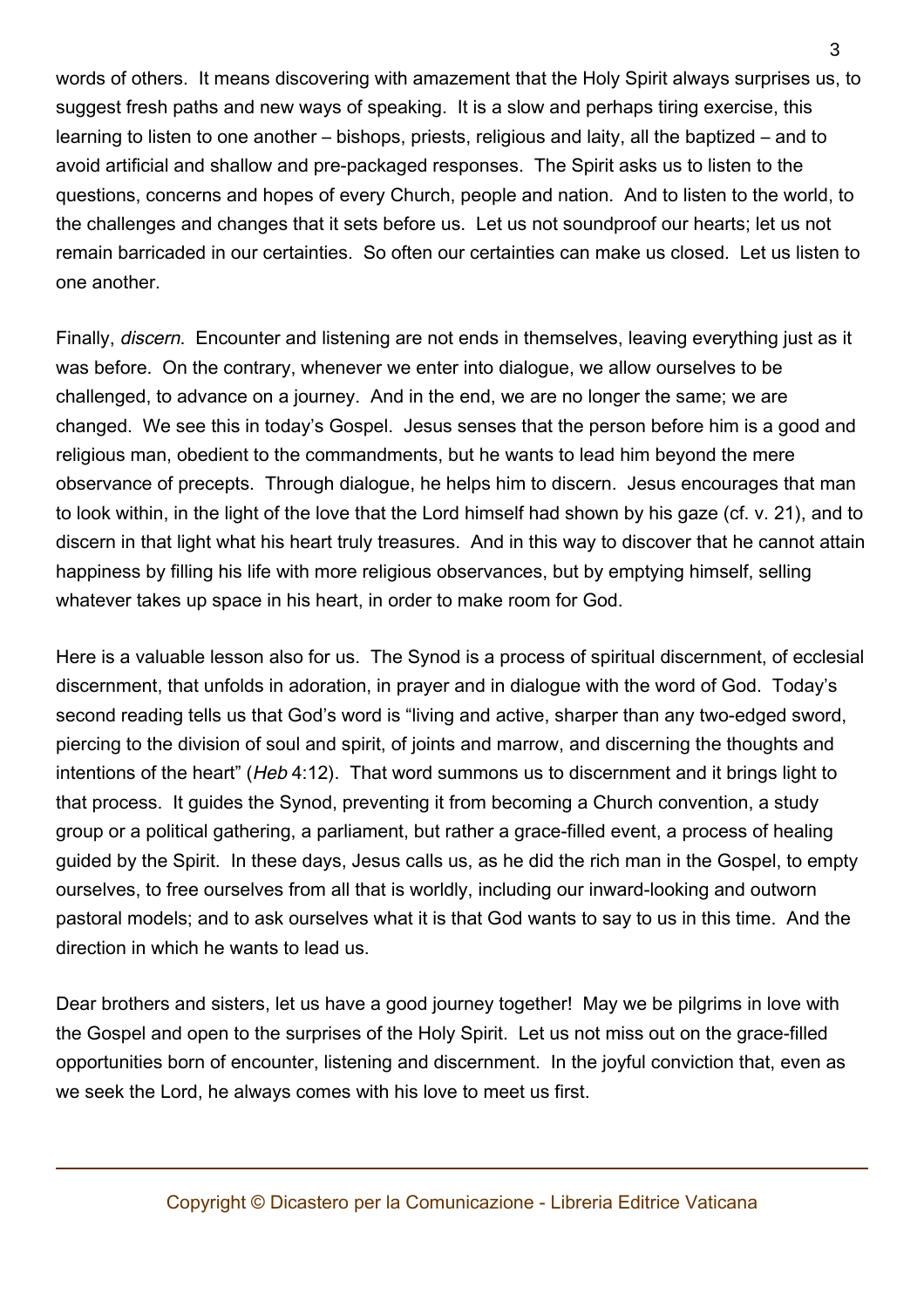words of others. It means discovering with amazement that the Holy Spirit always surprises us, to suggest fresh paths and new ways of speaking. It is a slow and perhaps tiring exercise, this learning to listen to one another – bishops, priests, religious and laity, all the baptized – and to avoid artificial and shallow and pre-packaged responses. The Spirit asks us to listen to the questions, concerns and hopes of every Church, people and nation. And to listen to the world, to the challenges and changes that it sets before us. Let us not soundproof our hearts; let us not remain barricaded in our certainties. So often our certainties can make us closed. Let us listen to one another.

Finally, *discern*. Encounter and listening are not ends in themselves, leaving everything just as it was before. On the contrary, whenever we enter into dialogue, we allow ourselves to be challenged, to advance on a journey. And in the end, we are no longer the same; we are changed. We see this in today's Gospel. Jesus senses that the person before him is a good and religious man, obedient to the commandments, but he wants to lead him beyond the mere observance of precepts. Through dialogue, he helps him to discern. Jesus encourages that man to look within, in the light of the love that the Lord himself had shown by his gaze (cf. v. 21), and to discern in that light what his heart truly treasures. And in this way to discover that he cannot attain happiness by filling his life with more religious observances, but by emptying himself, selling whatever takes up space in his heart, in order to make room for God.

Here is a valuable lesson also for us. The Synod is a process of spiritual discernment, of ecclesial discernment, that unfolds in adoration, in prayer and in dialogue with the word of God. Today's second reading tells us that God's word is "living and active, sharper than any two-edged sword, piercing to the division of soul and spirit, of joints and marrow, and discerning the thoughts and intentions of the heart" (*Heb* 4:12). That word summons us to discernment and it brings light to that process. It guides the Synod, preventing it from becoming a Church convention, a study group or a political gathering, a parliament, but rather a grace-filled event, a process of healing guided by the Spirit. In these days, Jesus calls us, as he did the rich man in the Gospel, to empty ourselves, to free ourselves from all that is worldly, including our inward-looking and outworn pastoral models; and to ask ourselves what it is that God wants to say to us in this time. And the direction in which he wants to lead us.

Dear brothers and sisters, let us have a good journey together! May we be pilgrims in love with the Gospel and open to the surprises of the Holy Spirit. Let us not miss out on the grace-filled opportunities born of encounter, listening and discernment. In the joyful conviction that, even as we seek the Lord, he always comes with his love to meet us first.

---

Copyright © Dicastero per la Comunicazione - Libreria Editrice Vaticana